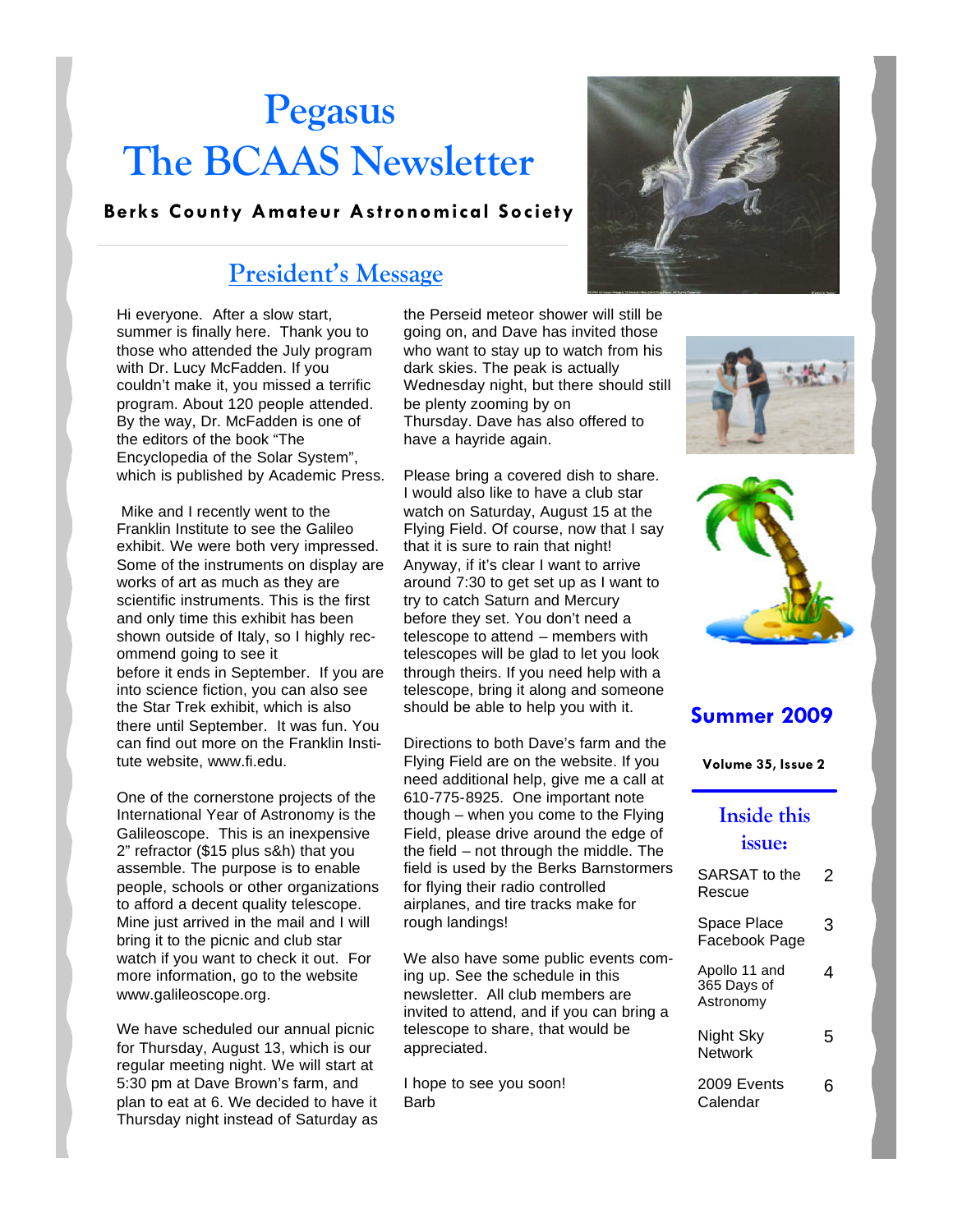# Pegasus
# The BCAAS Newsletter

**Berks County Amateur Astronomical Society**

**Summer 2009**

**Volume 35, Issue 2**

## President's Message

Hi everyone. After a slow start, summer is finally here. Thank you to those who attended the July program with Dr. Lucy McFadden. If you couldn't make it, you missed a terrific program. About 120 people attended. By the way, Dr. McFadden is one of the editors of the book "The Encyclopedia of the Solar System", which is published by Academic Press.

Mike and I recently went to the Franklin Institute to see the Galileo exhibit. We were both very impressed. Some of the instruments on display are works of art as much as they are scientific instruments. This is the first and only time this exhibit has been shown outside of Italy, so I highly recommend going to see it before it ends in September. If you are into science fiction, you can also see the Star Trek exhibit, which is also there until September. It was fun. You can find out more on the Franklin Institute website, www.fi.edu.

One of the cornerstone projects of the International Year of Astronomy is the Galileoscope. This is an inexpensive 2" refractor ($15 plus s&h) that you assemble. The purpose is to enable people, schools or other organizations to afford a decent quality telescope. Mine just arrived in the mail and I will bring it to the picnic and club star watch if you want to check it out. For more information, go to the website www.galileoscope.org.

We have scheduled our annual picnic for Thursday, August 13, which is our regular meeting night. We will start at 5:30 pm at Dave Brown's farm, and plan to eat at 6. We decided to have it Thursday night instead of Saturday as the Perseid meteor shower will still be going on, and Dave has invited those who want to stay up to watch from his dark skies. The peak is actually Wednesday night, but there should still be plenty zooming by on Thursday. Dave has also offered to have a hayride again.

Please bring a covered dish to share. I would also like to have a club star watch on Saturday, August 15 at the Flying Field. Of course, now that I say that it is sure to rain that night! Anyway, if it's clear I want to arrive around 7:30 to get set up as I want to try to catch Saturn and Mercury before they set. You don't need a telescope to attend – members with telescopes will be glad to let you look through theirs. If you need help with a telescope, bring it along and someone should be able to help you with it.

Directions to both Dave's farm and the Flying Field are on the website. If you need additional help, give me a call at 610-775-8925. One important note though – when you come to the Flying Field, please drive around the edge of the field – not through the middle. The field is used by the Berks Barnstormers for flying their radio controlled airplanes, and tire tracks make for rough landings!

We also have some public events coming up. See the schedule in this newsletter. All club members are invited to attend, and if you can bring a telescope to share, that would be appreciated.

I hope to see you soon!
Barb

### Inside this issue:

| | |
|---|---|
| SARSAT to the Rescue | 2 |
| Space Place Facebook Page | 3 |
| Apollo 11 and 365 Days of Astronomy | 4 |
| Night Sky Network | 5 |
| 2009 Events Calendar | 6 |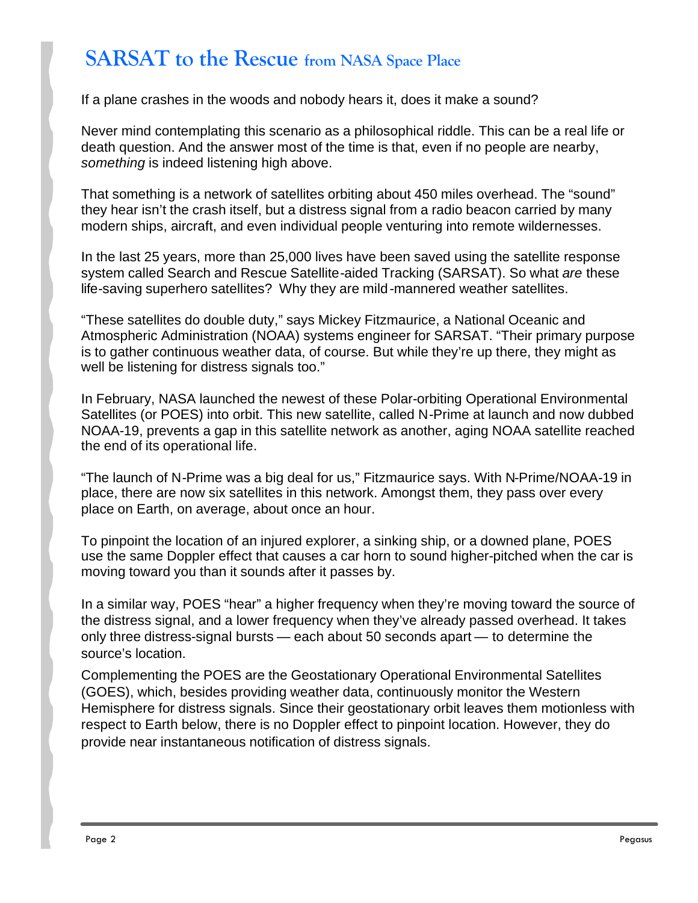# SARSAT to the Rescue from NASA Space Place

If a plane crashes in the woods and nobody hears it, does it make a sound?

Never mind contemplating this scenario as a philosophical riddle. This can be a real life or death question. And the answer most of the time is that, even if no people are nearby, *something* is indeed listening high above.

That something is a network of satellites orbiting about 450 miles overhead. The "sound" they hear isn't the crash itself, but a distress signal from a radio beacon carried by many modern ships, aircraft, and even individual people venturing into remote wildernesses.

In the last 25 years, more than 25,000 lives have been saved using the satellite response system called Search and Rescue Satellite-aided Tracking (SARSAT). So what *are* these life-saving superhero satellites? Why they are mild-mannered weather satellites.

"These satellites do double duty," says Mickey Fitzmaurice, a National Oceanic and Atmospheric Administration (NOAA) systems engineer for SARSAT. "Their primary purpose is to gather continuous weather data, of course. But while they're up there, they might as well be listening for distress signals too."

In February, NASA launched the newest of these Polar-orbiting Operational Environmental Satellites (or POES) into orbit. This new satellite, called N-Prime at launch and now dubbed NOAA-19, prevents a gap in this satellite network as another, aging NOAA satellite reached the end of its operational life.

"The launch of N-Prime was a big deal for us," Fitzmaurice says. With N-Prime/NOAA-19 in place, there are now six satellites in this network. Amongst them, they pass over every place on Earth, on average, about once an hour.

To pinpoint the location of an injured explorer, a sinking ship, or a downed plane, POES use the same Doppler effect that causes a car horn to sound higher-pitched when the car is moving toward you than it sounds after it passes by.

In a similar way, POES "hear" a higher frequency when they're moving toward the source of the distress signal, and a lower frequency when they've already passed overhead. It takes only three distress-signal bursts — each about 50 seconds apart — to determine the source's location.

Complementing the POES are the Geostationary Operational Environmental Satellites (GOES), which, besides providing weather data, continuously monitor the Western Hemisphere for distress signals. Since their geostationary orbit leaves them motionless with respect to Earth below, there is no Doppler effect to pinpoint location. However, they do provide near instantaneous notification of distress signals.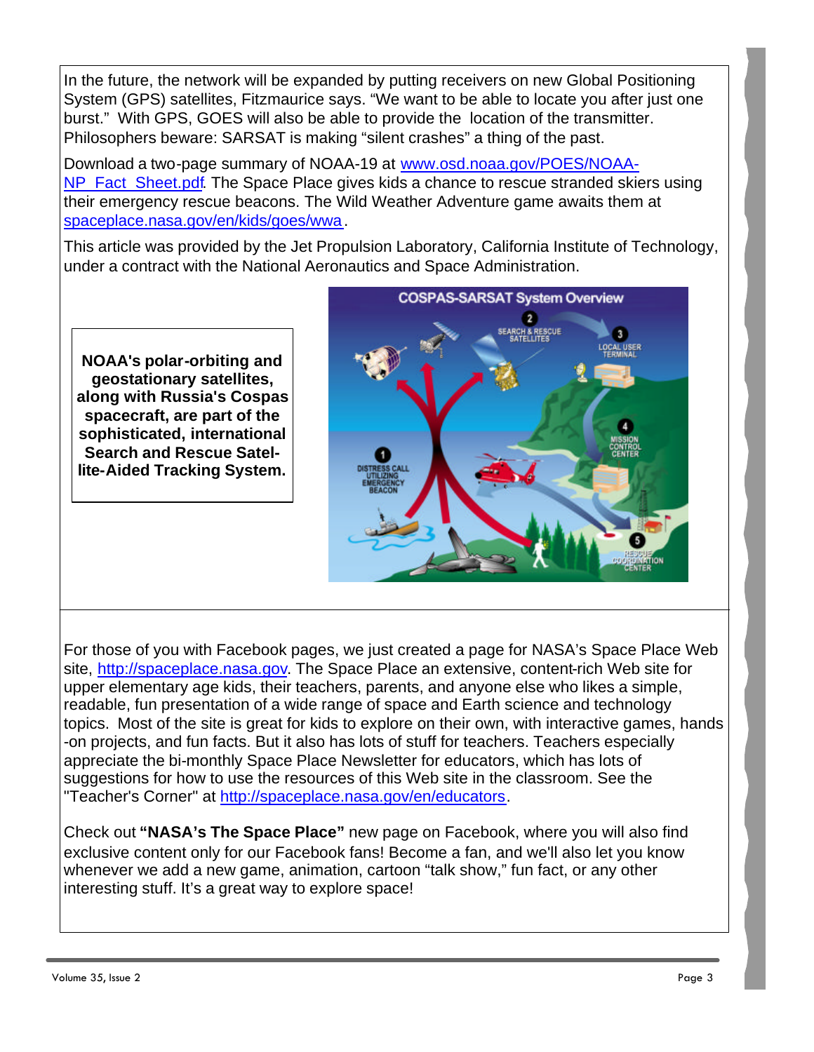In the future, the network will be expanded by putting receivers on new Global Positioning System (GPS) satellites, Fitzmaurice says. “We want to be able to locate you after just one burst.” With GPS, GOES will also be able to provide the location of the transmitter. Philosophers beware: SARSAT is making “silent crashes” a thing of the past.

Download a two-page summary of NOAA-19 at [www.osd.noaa.gov/POES/NOAA-NP_Fact_Sheet.pdf](www.osd.noaa.gov/POES/NOAA-NP_Fact_Sheet.pdf). The Space Place gives kids a chance to rescue stranded skiers using their emergency rescue beacons. The Wild Weather Adventure game awaits them at [spaceplace.nasa.gov/en/kids/goes/wwa](spaceplace.nasa.gov/en/kids/goes/wwa).

This article was provided by the Jet Propulsion Laboratory, California Institute of Technology, under a contract with the National Aeronautics and Space Administration.

**NOAA's polar-orbiting and geostationary satellites, along with Russia's Cospas spacecraft, are part of the sophisticated, international Search and Rescue Satellite-Aided Tracking System.**

COSPAS-SARSAT System Overview

1. DISTRESS CALL UTILIZING EMERGENCY BEACON
2. SEARCH & RESCUE SATELLITES
3. LOCAL USER TERMINAL
4. MISSION CONTROL CENTER
5. RESCUE COORDINATION CENTER

For those of you with Facebook pages, we just created a page for NASA’s Space Place Web site, [http://spaceplace.nasa.gov](http://spaceplace.nasa.gov). The Space Place an extensive, content-rich Web site for upper elementary age kids, their teachers, parents, and anyone else who likes a simple, readable, fun presentation of a wide range of space and Earth science and technology topics. Most of the site is great for kids to explore on their own, with interactive games, hands-on projects, and fun facts. But it also has lots of stuff for teachers. Teachers especially appreciate the bi-monthly Space Place Newsletter for educators, which has lots of suggestions for how to use the resources of this Web site in the classroom. See the "Teacher's Corner" at [http://spaceplace.nasa.gov/en/educators](http://spaceplace.nasa.gov/en/educators).

Check out **“NASA’s The Space Place”** new page on Facebook, where you will also find exclusive content only for our Facebook fans! Become a fan, and we'll also let you know whenever we add a new game, animation, cartoon “talk show,” fun fact, or any other interesting stuff. It’s a great way to explore space!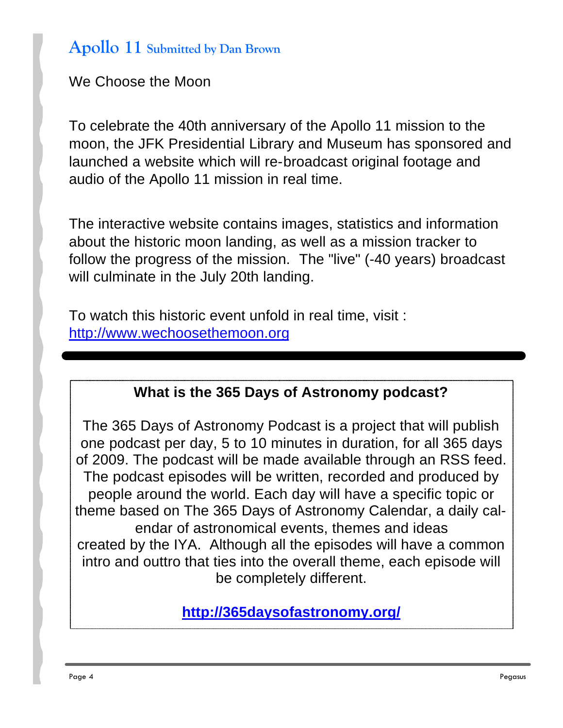## Apollo 11 Submitted by Dan Brown

We Choose the Moon

To celebrate the 40th anniversary of the Apollo 11 mission to the moon, the JFK Presidential Library and Museum has sponsored and launched a website which will re-broadcast original footage and audio of the Apollo 11 mission in real time.

The interactive website contains images, statistics and information about the historic moon landing, as well as a mission tracker to follow the progress of the mission. The "live" (-40 years) broadcast will culminate in the July 20th landing.

To watch this historic event unfold in real time, visit : http://www.wechoosethemoon.org

---

### What is the 365 Days of Astronomy podcast?

The 365 Days of Astronomy Podcast is a project that will publish one podcast per day, 5 to 10 minutes in duration, for all 365 days of 2009. The podcast will be made available through an RSS feed. The podcast episodes will be written, recorded and produced by people around the world. Each day will have a specific topic or theme based on The 365 Days of Astronomy Calendar, a daily calendar of astronomical events, themes and ideas created by the IYA. Although all the episodes will have a common intro and outtro that ties into the overall theme, each episode will be completely different.

**http://365daysofastronomy.org/**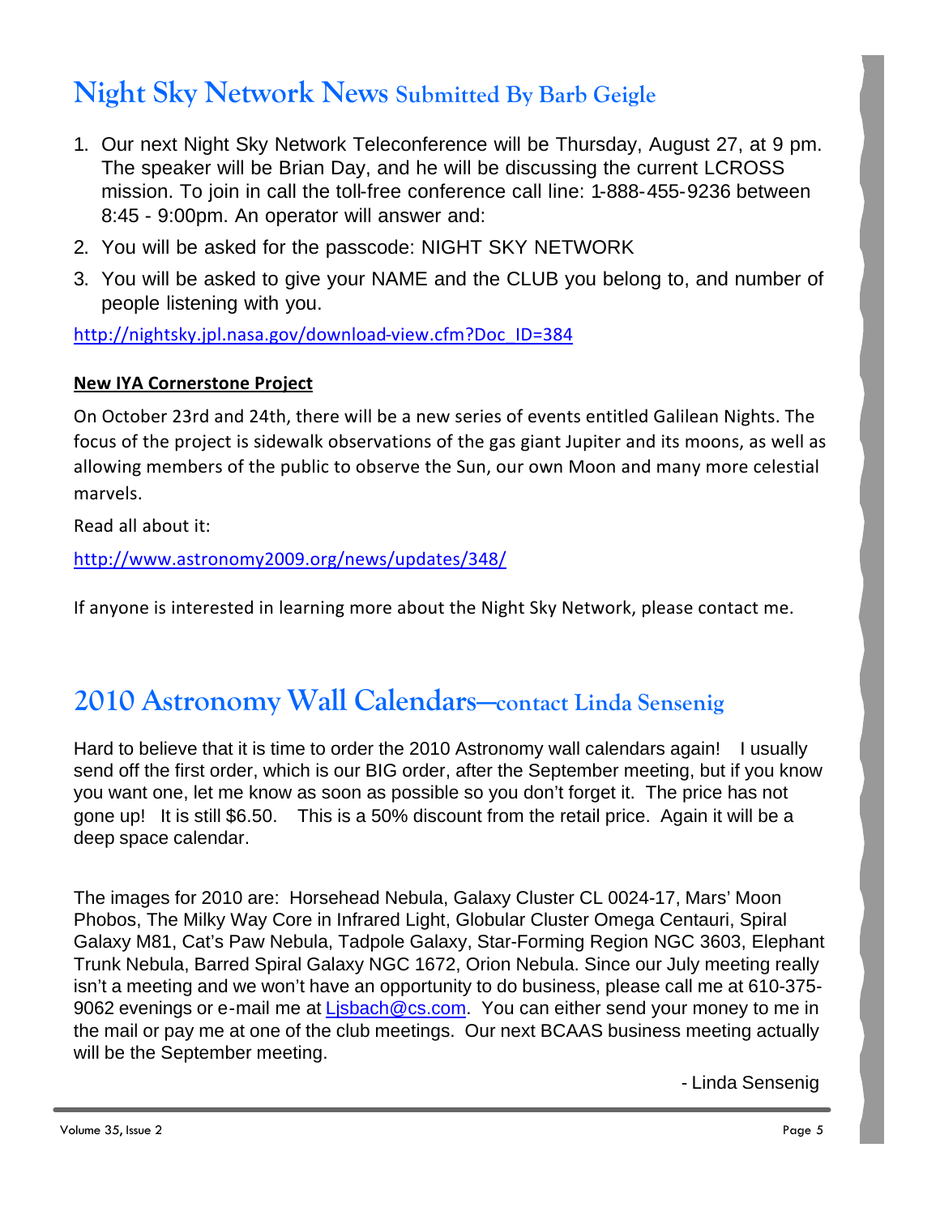# Night Sky Network News Submitted By Barb Geigle

1. Our next Night Sky Network Teleconference will be Thursday, August 27, at 9 pm. The speaker will be Brian Day, and he will be discussing the current LCROSS mission. To join in call the toll-free conference call line: 1-888-455-9236 between 8:45 - 9:00pm. An operator will answer and:
2. You will be asked for the passcode: NIGHT SKY NETWORK
3. You will be asked to give your NAME and the CLUB you belong to, and number of people listening with you.

http://nightsky.jpl.nasa.gov/download-view.cfm?Doc_ID=384

**New IYA Cornerstone Project**

On October 23rd and 24th, there will be a new series of events entitled Galilean Nights. The focus of the project is sidewalk observations of the gas giant Jupiter and its moons, as well as allowing members of the public to observe the Sun, our own Moon and many more celestial marvels.

Read all about it:

http://www.astronomy2009.org/news/updates/348/

If anyone is interested in learning more about the Night Sky Network, please contact me.

# 2010 Astronomy Wall Calendars—contact Linda Sensenig

Hard to believe that it is time to order the 2010 Astronomy wall calendars again! I usually send off the first order, which is our BIG order, after the September meeting, but if you know you want one, let me know as soon as possible so you don't forget it. The price has not gone up! It is still $6.50. This is a 50% discount from the retail price. Again it will be a deep space calendar.

The images for 2010 are: Horsehead Nebula, Galaxy Cluster CL 0024-17, Mars' Moon Phobos, The Milky Way Core in Infrared Light, Globular Cluster Omega Centauri, Spiral Galaxy M81, Cat's Paw Nebula, Tadpole Galaxy, Star-Forming Region NGC 3603, Elephant Trunk Nebula, Barred Spiral Galaxy NGC 1672, Orion Nebula. Since our July meeting really isn't a meeting and we won't have an opportunity to do business, please call me at 610-375-9062 evenings or e-mail me at Ljsbach@cs.com. You can either send your money to me in the mail or pay me at one of the club meetings. Our next BCAAS business meeting actually will be the September meeting.

- Linda Sensenig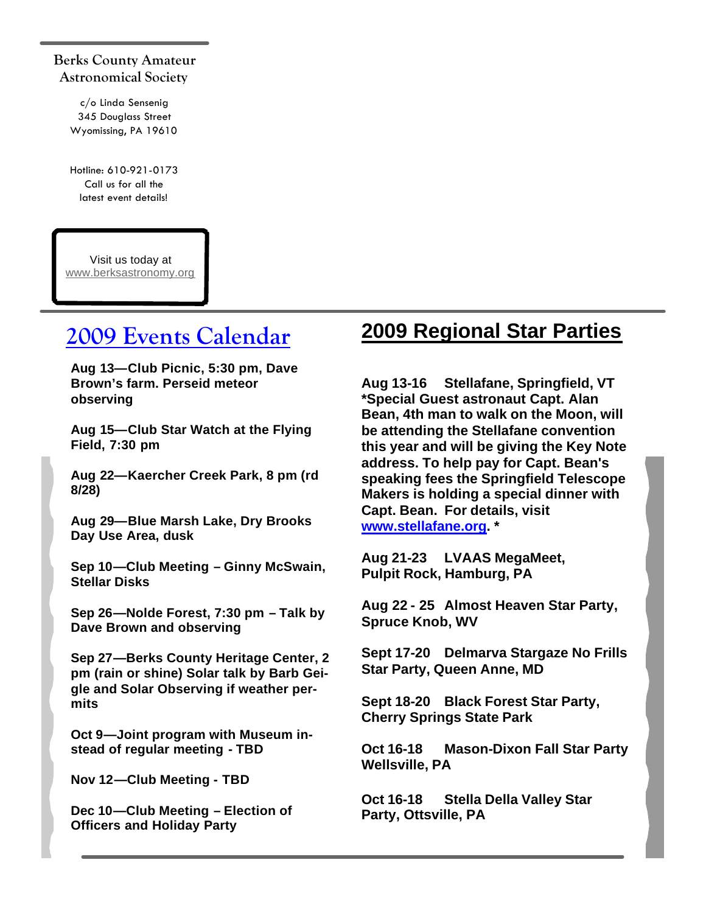**Berks County Amateur Astronomical Society**

c/o Linda Sensenig
345 Douglass Street
Wyomissing, PA 19610

Hotline: 610-921-0173
Call us for all the latest event details!

Visit us today at
www.berksastronomy.org

## 2009 Events Calendar

**Aug 13—Club Picnic, 5:30 pm, Dave Brown's farm. Perseid meteor observing**

**Aug 15—Club Star Watch at the Flying Field, 7:30 pm**

**Aug 22—Kaercher Creek Park, 8 pm (rd 8/28)**

**Aug 29—Blue Marsh Lake, Dry Brooks Day Use Area, dusk**

**Sep 10—Club Meeting – Ginny McSwain, Stellar Disks**

**Sep 26—Nolde Forest, 7:30 pm – Talk by Dave Brown and observing**

**Sep 27—Berks County Heritage Center, 2 pm (rain or shine) Solar talk by Barb Geigle and Solar Observing if weather permits**

**Oct 9—Joint program with Museum instead of regular meeting - TBD**

**Nov 12—Club Meeting - TBD**

**Dec 10—Club Meeting – Election of Officers and Holiday Party**

## 2009 Regional Star Parties

**Aug 13-16 Stellafane, Springfield, VT**
***Special Guest astronaut Capt. Alan Bean, 4th man to walk on the Moon, will be attending the Stellafane convention this year and will be giving the Key Note address. To help pay for Capt. Bean's speaking fees the Springfield Telescope Makers is holding a special dinner with Capt. Bean. For details, visit www.stellafane.org. ***

**Aug 21-23 LVAAS MegaMeet, Pulpit Rock, Hamburg, PA**

**Aug 22 - 25 Almost Heaven Star Party, Spruce Knob, WV**

**Sept 17-20 Delmarva Stargaze No Frills Star Party, Queen Anne, MD**

**Sept 18-20 Black Forest Star Party, Cherry Springs State Park**

**Oct 16-18 Mason-Dixon Fall Star Party Wellsville, PA**

**Oct 16-18 Stella Della Valley Star Party, Ottsville, PA**